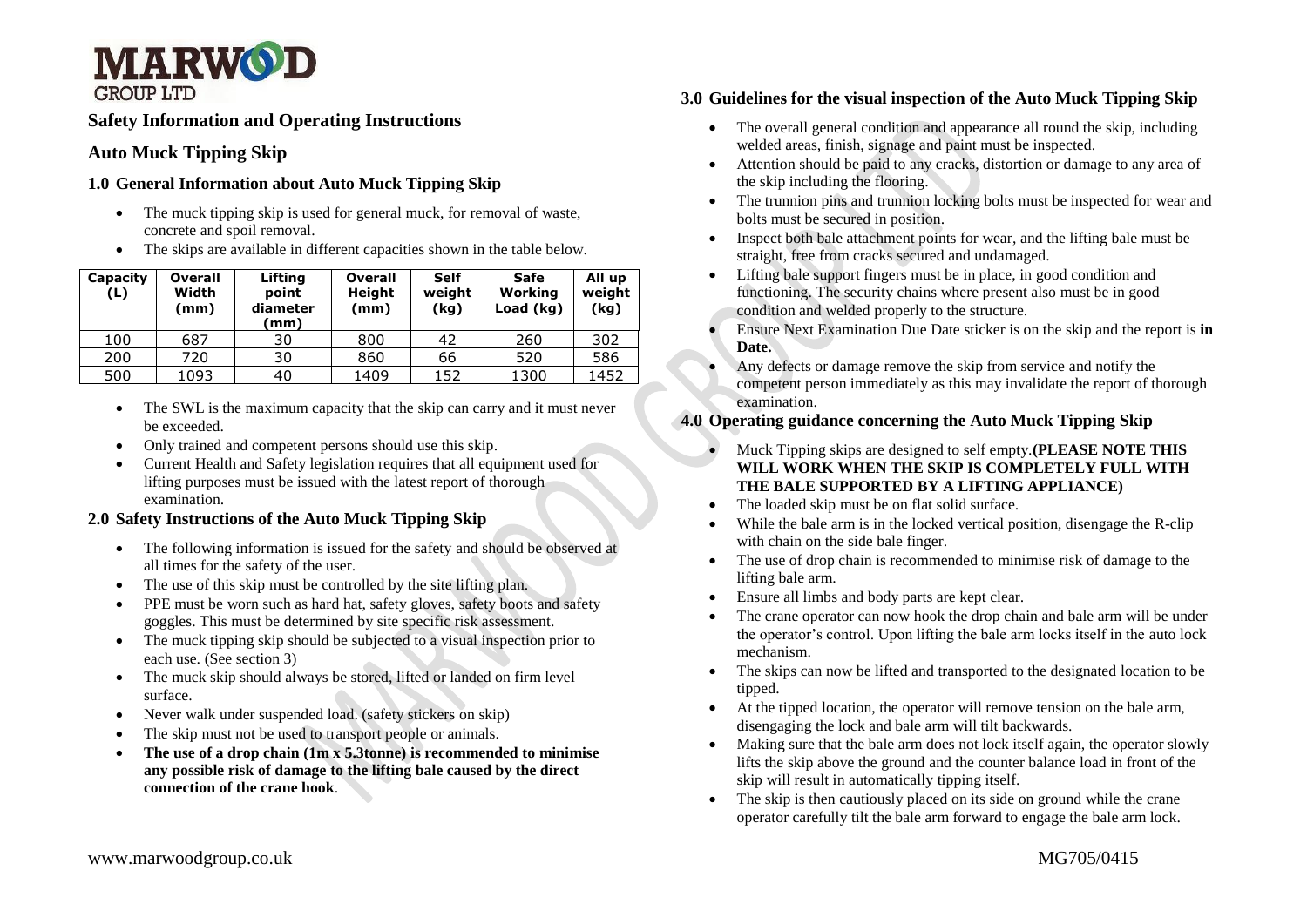**MARWOOD GROUP LTD**

## Safety Information and Operating Instructions

## Auto Muck Tipping Skip

### 1.0 General Information about Auto Muck Tipping Skip

- The muck tipping skip is used for general muck, for removal of waste, concrete and spoil removal.
- The skips are available in different capacities shown in the table below.

| Capacity (L) | Overall Width (mm) | Lifting point diameter (mm) | Overall Height (mm) | Self weight (kg) | Safe Working Load (kg) | All up weight (kg) |
|---|---|---|---|---|---|---|
| 100 | 687 | 30 | 800 | 42 | 260 | 302 |
| 200 | 720 | 30 | 860 | 66 | 520 | 586 |
| 500 | 1093 | 40 | 1409 | 152 | 1300 | 1452 |

- The SWL is the maximum capacity that the skip can carry and it must never be exceeded.
- Only trained and competent persons should use this skip.
- Current Health and Safety legislation requires that all equipment used for lifting purposes must be issued with the latest report of thorough examination.

### 2.0 Safety Instructions of the Auto Muck Tipping Skip

- The following information is issued for the safety and should be observed at all times for the safety of the user.
- The use of this skip must be controlled by the site lifting plan.
- PPE must be worn such as hard hat, safety gloves, safety boots and safety goggles. This must be determined by site specific risk assessment.
- The muck tipping skip should be subjected to a visual inspection prior to each use. (See section 3)
- The muck skip should always be stored, lifted or landed on firm level surface.
- Never walk under suspended load. (safety stickers on skip)
- The skip must not be used to transport people or animals.
- **The use of a drop chain (1m x 5.3tonne) is recommended to minimise any possible risk of damage to the lifting bale caused by the direct connection of the crane hook**.

### 3.0 Guidelines for the visual inspection of the Auto Muck Tipping Skip

- The overall general condition and appearance all round the skip, including welded areas, finish, signage and paint must be inspected.
- Attention should be paid to any cracks, distortion or damage to any area of the skip including the flooring.
- The trunnion pins and trunnion locking bolts must be inspected for wear and bolts must be secured in position.
- Inspect both bale attachment points for wear, and the lifting bale must be straight, free from cracks secured and undamaged.
- Lifting bale support fingers must be in place, in good condition and functioning. The security chains where present also must be in good condition and welded properly to the structure.
- Ensure Next Examination Due Date sticker is on the skip and the report is **in Date.**
- Any defects or damage remove the skip from service and notify the competent person immediately as this may invalidate the report of thorough examination.

### 4.0 Operating guidance concerning the Auto Muck Tipping Skip

- Muck Tipping skips are designed to self empty.**(PLEASE NOTE THIS WILL WORK WHEN THE SKIP IS COMPLETELY FULL WITH THE BALE SUPPORTED BY A LIFTING APPLIANCE)**
- The loaded skip must be on flat solid surface.
- While the bale arm is in the locked vertical position, disengage the R-clip with chain on the side bale finger.
- The use of drop chain is recommended to minimise risk of damage to the lifting bale arm.
- Ensure all limbs and body parts are kept clear.
- The crane operator can now hook the drop chain and bale arm will be under the operator's control. Upon lifting the bale arm locks itself in the auto lock mechanism.
- The skips can now be lifted and transported to the designated location to be tipped.
- At the tipped location, the operator will remove tension on the bale arm, disengaging the lock and bale arm will tilt backwards.
- Making sure that the bale arm does not lock itself again, the operator slowly lifts the skip above the ground and the counter balance load in front of the skip will result in automatically tipping itself.
- The skip is then cautiously placed on its side on ground while the crane operator carefully tilt the bale arm forward to engage the bale arm lock.

www.marwoodgroup.co.uk MG705/0415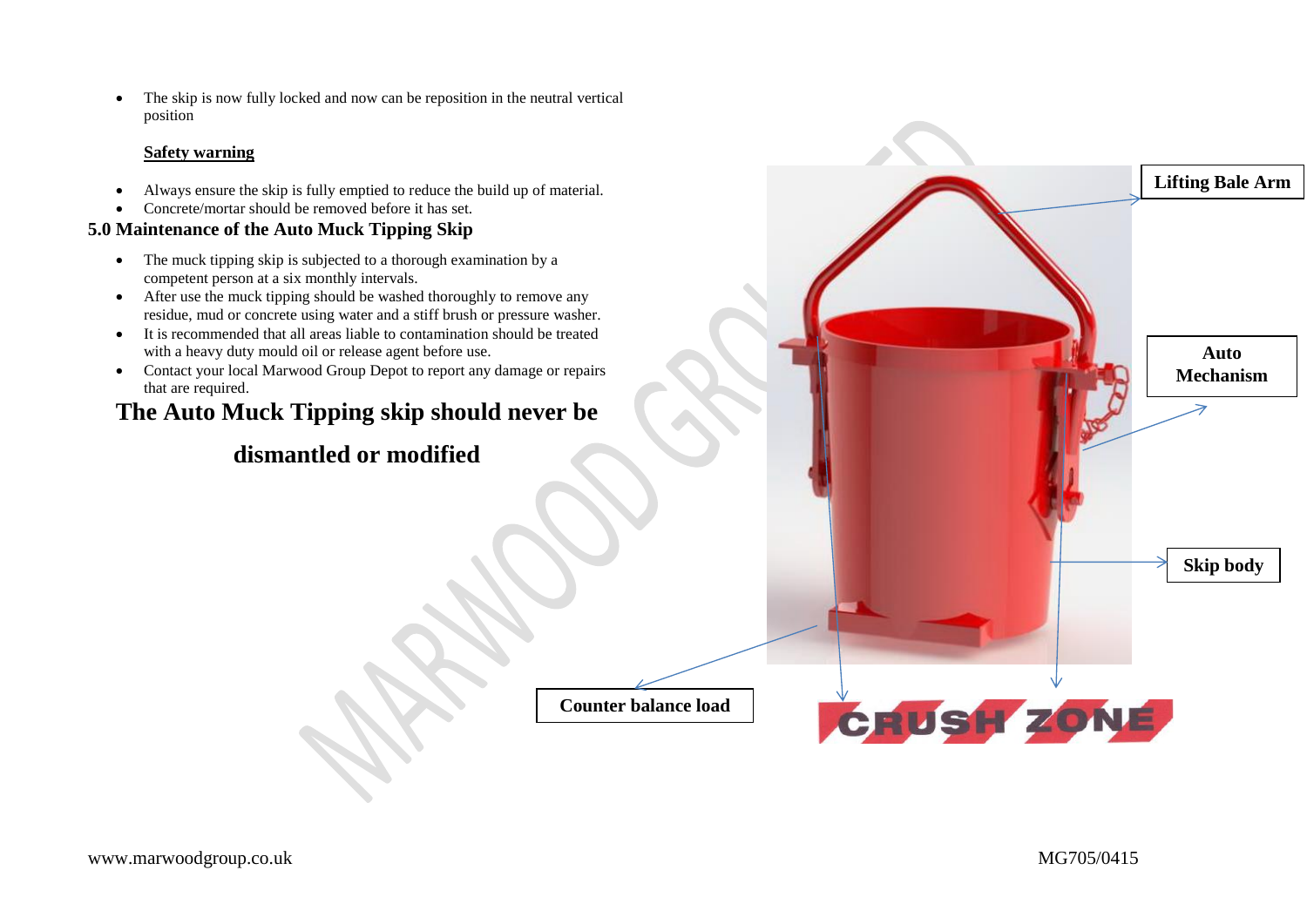- The skip is now fully locked and now can be reposition in the neutral vertical position

**Safety warning**

- Always ensure the skip is fully emptied to reduce the build up of material.
- Concrete/mortar should be removed before it has set.

## 5.0 Maintenance of the Auto Muck Tipping Skip

- The muck tipping skip is subjected to a thorough examination by a competent person at a six monthly intervals.
- After use the muck tipping should be washed thoroughly to remove any residue, mud or concrete using water and a stiff brush or pressure washer.
- It is recommended that all areas liable to contamination should be treated with a heavy duty mould oil or release agent before use.
- Contact your local Marwood Group Depot to report any damage or repairs that are required.

# The Auto Muck Tipping skip should never be dismantled or modified

Lifting Bale Arm

Auto Mechanism

Skip body

Counter balance load

CRUSH ZONE